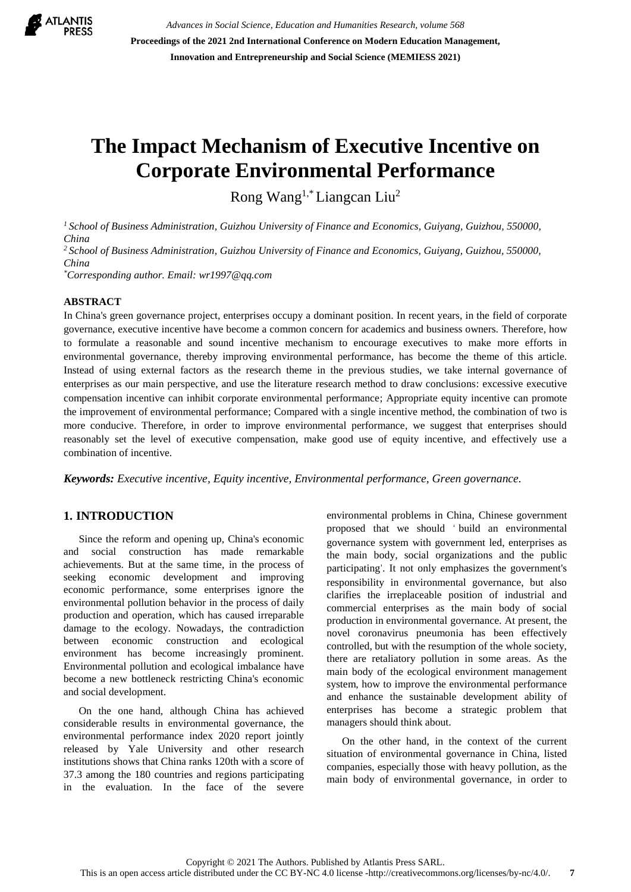# The Impact Mechanism of Executive Incentive on Corporate Environmental Performance

Rong Wang[1,*] Liangcan Liu[2]

[1] *School of Business Administration, Guizhou University of Finance and Economics, Guiyang, Guizhou, 550000, China*
[2] *School of Business Administration, Guizhou University of Finance and Economics, Guiyang, Guizhou, 550000, China*
[*] *Corresponding author. Email: wr1997@qq.com*

## ABSTRACT

In China's green governance project, enterprises occupy a dominant position. In recent years, in the field of corporate governance, executive incentive have become a common concern for academics and business owners. Therefore, how to formulate a reasonable and sound incentive mechanism to encourage executives to make more efforts in environmental governance, thereby improving environmental performance, has become the theme of this article. Instead of using external factors as the research theme in the previous studies, we take internal governance of enterprises as our main perspective, and use the literature research method to draw conclusions: excessive executive compensation incentive can inhibit corporate environmental performance; Appropriate equity incentive can promote the improvement of environmental performance; Compared with a single incentive method, the combination of two is more conducive. Therefore, in order to improve environmental performance, we suggest that enterprises should reasonably set the level of executive compensation, make good use of equity incentive, and effectively use a combination of incentive.

***Keywords:*** *Executive incentive, Equity incentive, Environmental performance, Green governance.*

## 1. INTRODUCTION

Since the reform and opening up, China's economic and social construction has made remarkable achievements. But at the same time, in the process of seeking economic development and improving economic performance, some enterprises ignore the environmental pollution behavior in the process of daily production and operation, which has caused irreparable damage to the ecology. Nowadays, the contradiction between economic construction and ecological environment has become increasingly prominent. Environmental pollution and ecological imbalance have become a new bottleneck restricting China's economic and social development.

On the one hand, although China has achieved considerable results in environmental governance, the environmental performance index 2020 report jointly released by Yale University and other research institutions shows that China ranks 120th with a score of 37.3 among the 180 countries and regions participating in the evaluation. In the face of the severe environmental problems in China, Chinese government proposed that we should 'build an environmental governance system with government led, enterprises as the main body, social organizations and the public participating'. It not only emphasizes the government's responsibility in environmental governance, but also clarifies the irreplaceable position of industrial and commercial enterprises as the main body of social production in environmental governance. At present, the novel coronavirus pneumonia has been effectively controlled, but with the resumption of the whole society, there are retaliatory pollution in some areas. As the main body of the ecological environment management system, how to improve the environmental performance and enhance the sustainable development ability of enterprises has become a strategic problem that managers should think about.

On the other hand, in the context of the current situation of environmental governance in China, listed companies, especially those with heavy pollution, as the main body of environmental governance, in order to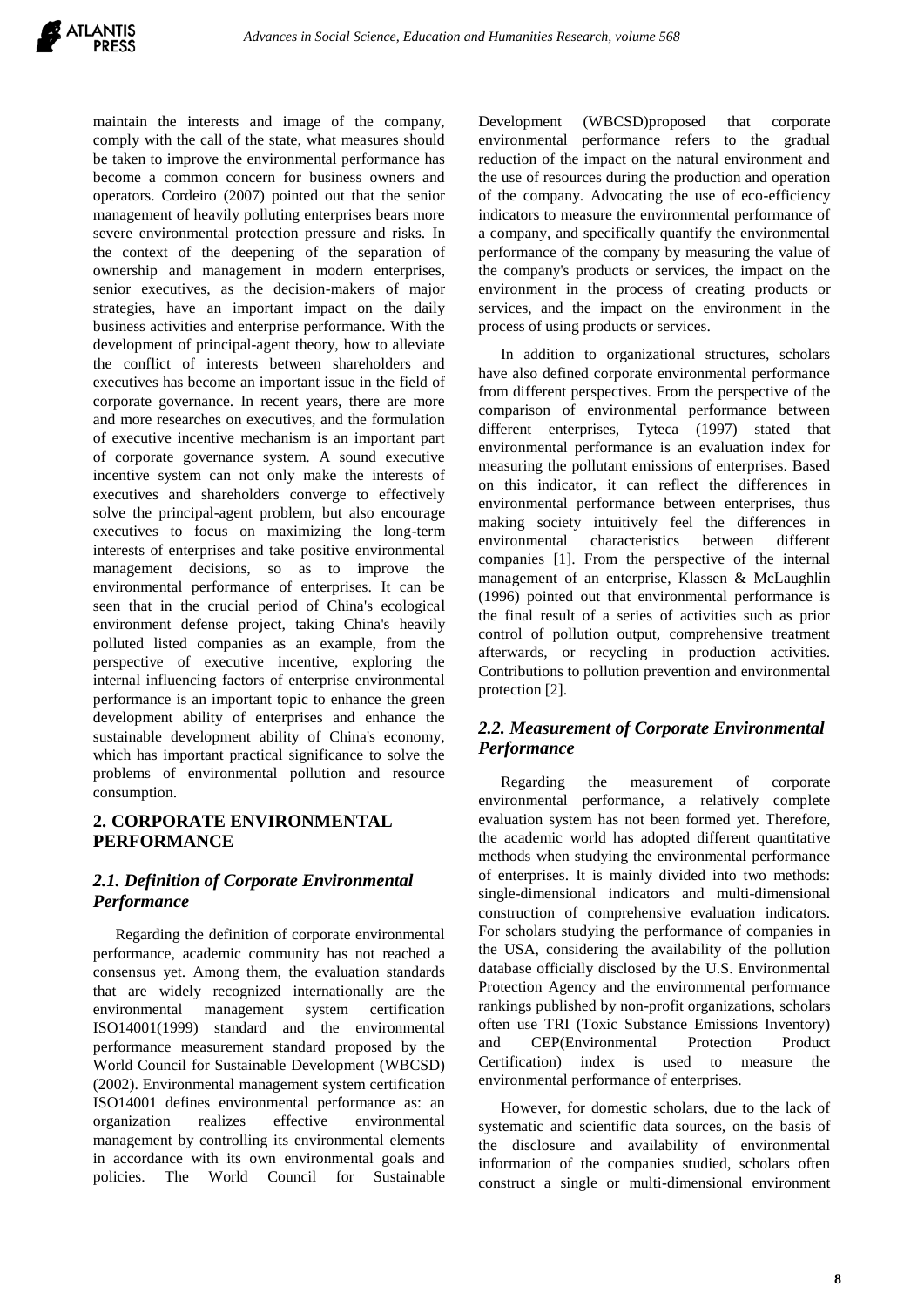maintain the interests and image of the company, comply with the call of the state, what measures should be taken to improve the environmental performance has become a common concern for business owners and operators. Cordeiro (2007) pointed out that the senior management of heavily polluting enterprises bears more severe environmental protection pressure and risks. In the context of the deepening of the separation of ownership and management in modern enterprises, senior executives, as the decision-makers of major strategies, have an important impact on the daily business activities and enterprise performance. With the development of principal-agent theory, how to alleviate the conflict of interests between shareholders and executives has become an important issue in the field of corporate governance. In recent years, there are more and more researches on executives, and the formulation of executive incentive mechanism is an important part of corporate governance system. A sound executive incentive system can not only make the interests of executives and shareholders converge to effectively solve the principal-agent problem, but also encourage executives to focus on maximizing the long-term interests of enterprises and take positive environmental management decisions, so as to improve the environmental performance of enterprises. It can be seen that in the crucial period of China's ecological environment defense project, taking China's heavily polluted listed companies as an example, from the perspective of executive incentive, exploring the internal influencing factors of enterprise environmental performance is an important topic to enhance the green development ability of enterprises and enhance the sustainable development ability of China's economy, which has important practical significance to solve the problems of environmental pollution and resource consumption.

## 2. CORPORATE ENVIRONMENTAL PERFORMANCE

### *2.1. Definition of Corporate Environmental Performance*

Regarding the definition of corporate environmental performance, academic community has not reached a consensus yet. Among them, the evaluation standards that are widely recognized internationally are the environmental management system certification ISO14001(1999) standard and the environmental performance measurement standard proposed by the World Council for Sustainable Development (WBCSD) (2002). Environmental management system certification ISO14001 defines environmental performance as: an organization realizes effective environmental management by controlling its environmental elements in accordance with its own environmental goals and policies. The World Council for Sustainable Development (WBCSD)proposed that corporate environmental performance refers to the gradual reduction of the impact on the natural environment and the use of resources during the production and operation of the company. Advocating the use of eco-efficiency indicators to measure the environmental performance of a company, and specifically quantify the environmental performance of the company by measuring the value of the company's products or services, the impact on the environment in the process of creating products or services, and the impact on the environment in the process of using products or services.

In addition to organizational structures, scholars have also defined corporate environmental performance from different perspectives. From the perspective of the comparison of environmental performance between different enterprises, Tyteca (1997) stated that environmental performance is an evaluation index for measuring the pollutant emissions of enterprises. Based on this indicator, it can reflect the differences in environmental performance between enterprises, thus making society intuitively feel the differences in environmental characteristics between different companies [1]. From the perspective of the internal management of an enterprise, Klassen & McLaughlin (1996) pointed out that environmental performance is the final result of a series of activities such as prior control of pollution output, comprehensive treatment afterwards, or recycling in production activities. Contributions to pollution prevention and environmental protection [2].

### *2.2. Measurement of Corporate Environmental Performance*

Regarding the measurement of corporate environmental performance, a relatively complete evaluation system has not been formed yet. Therefore, the academic world has adopted different quantitative methods when studying the environmental performance of enterprises. It is mainly divided into two methods: single-dimensional indicators and multi-dimensional construction of comprehensive evaluation indicators. For scholars studying the performance of companies in the USA, considering the availability of the pollution database officially disclosed by the U.S. Environmental Protection Agency and the environmental performance rankings published by non-profit organizations, scholars often use TRI (Toxic Substance Emissions Inventory) and CEP(Environmental Protection Product Certification) index is used to measure the environmental performance of enterprises.

However, for domestic scholars, due to the lack of systematic and scientific data sources, on the basis of the disclosure and availability of environmental information of the companies studied, scholars often construct a single or multi-dimensional environment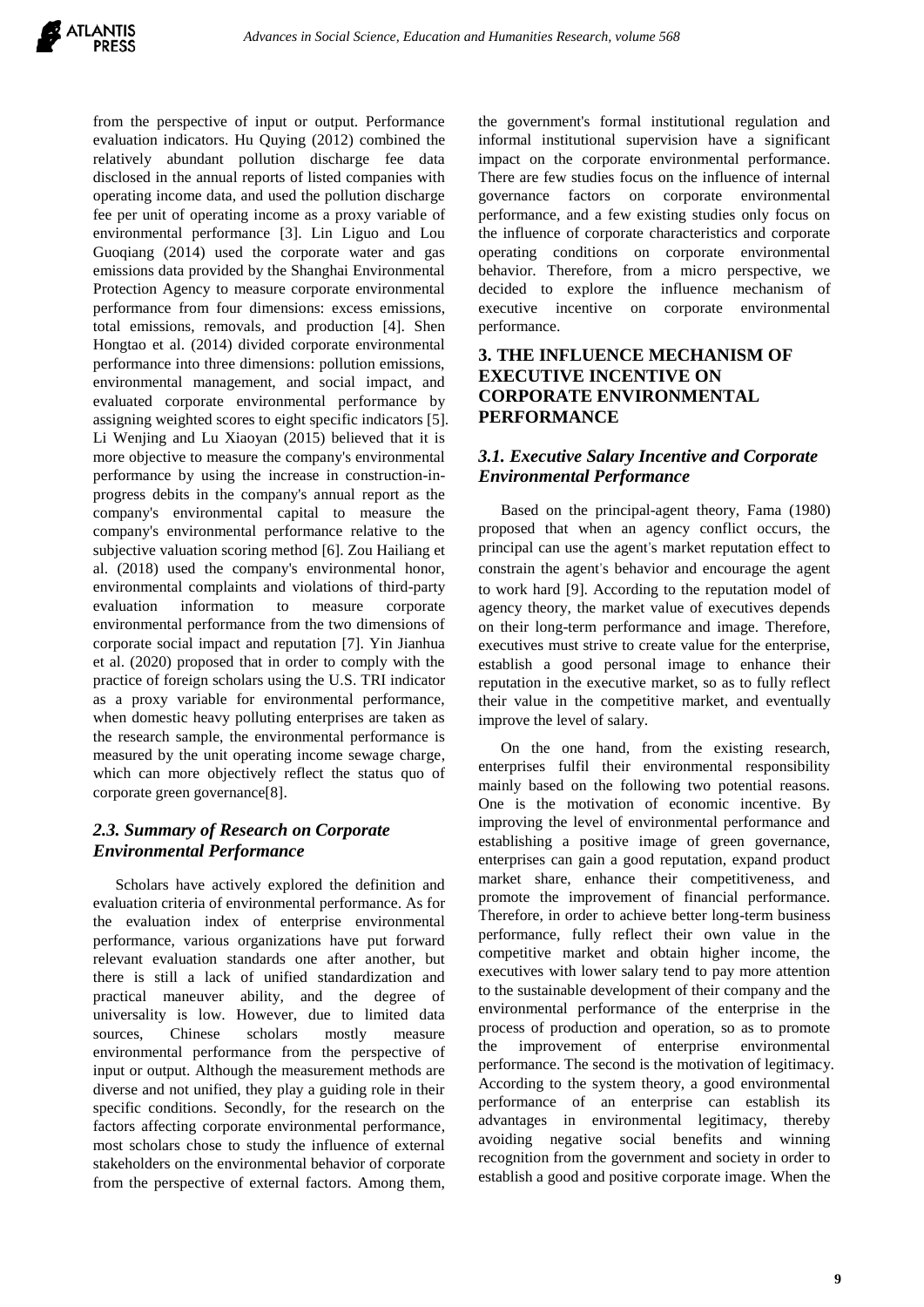from the perspective of input or output. Performance evaluation indicators. Hu Quying (2012) combined the relatively abundant pollution discharge fee data disclosed in the annual reports of listed companies with operating income data, and used the pollution discharge fee per unit of operating income as a proxy variable of environmental performance [3]. Lin Liguo and Lou Guoqiang (2014) used the corporate water and gas emissions data provided by the Shanghai Environmental Protection Agency to measure corporate environmental performance from four dimensions: excess emissions, total emissions, removals, and production [4]. Shen Hongtao et al. (2014) divided corporate environmental performance into three dimensions: pollution emissions, environmental management, and social impact, and evaluated corporate environmental performance by assigning weighted scores to eight specific indicators [5]. Li Wenjing and Lu Xiaoyan (2015) believed that it is more objective to measure the company's environmental performance by using the increase in construction-in-progress debits in the company's annual report as the company's environmental capital to measure the company's environmental performance relative to the subjective valuation scoring method [6]. Zou Hailiang et al. (2018) used the company's environmental honor, environmental complaints and violations of third-party evaluation information to measure corporate environmental performance from the two dimensions of corporate social impact and reputation [7]. Yin Jianhua et al. (2020) proposed that in order to comply with the practice of foreign scholars using the U.S. TRI indicator as a proxy variable for environmental performance, when domestic heavy polluting enterprises are taken as the research sample, the environmental performance is measured by the unit operating income sewage charge, which can more objectively reflect the status quo of corporate green governance[8].

### *2.3. Summary of Research on Corporate Environmental Performance*

Scholars have actively explored the definition and evaluation criteria of environmental performance. As for the evaluation index of enterprise environmental performance, various organizations have put forward relevant evaluation standards one after another, but there is still a lack of unified standardization and practical maneuver ability, and the degree of universality is low. However, due to limited data sources, Chinese scholars mostly measure environmental performance from the perspective of input or output. Although the measurement methods are diverse and not unified, they play a guiding role in their specific conditions. Secondly, for the research on the factors affecting corporate environmental performance, most scholars chose to study the influence of external stakeholders on the environmental behavior of corporate from the perspective of external factors. Among them, the government's formal institutional regulation and informal institutional supervision have a significant impact on the corporate environmental performance. There are few studies focus on the influence of internal governance factors on corporate environmental performance, and a few existing studies only focus on the influence of corporate characteristics and corporate operating conditions on corporate environmental behavior. Therefore, from a micro perspective, we decided to explore the influence mechanism of executive incentive on corporate environmental performance.

## 3. THE INFLUENCE MECHANISM OF EXECUTIVE INCENTIVE ON CORPORATE ENVIRONMENTAL PERFORMANCE

### *3.1. Executive Salary Incentive and Corporate Environmental Performance*

Based on the principal-agent theory, Fama (1980) proposed that when an agency conflict occurs, the principal can use the agent's market reputation effect to constrain the agent's behavior and encourage the agent to work hard [9]. According to the reputation model of agency theory, the market value of executives depends on their long-term performance and image. Therefore, executives must strive to create value for the enterprise, establish a good personal image to enhance their reputation in the executive market, so as to fully reflect their value in the competitive market, and eventually improve the level of salary.

On the one hand, from the existing research, enterprises fulfil their environmental responsibility mainly based on the following two potential reasons. One is the motivation of economic incentive. By improving the level of environmental performance and establishing a positive image of green governance, enterprises can gain a good reputation, expand product market share, enhance their competitiveness, and promote the improvement of financial performance. Therefore, in order to achieve better long-term business performance, fully reflect their own value in the competitive market and obtain higher income, the executives with lower salary tend to pay more attention to the sustainable development of their company and the environmental performance of the enterprise in the process of production and operation, so as to promote the improvement of enterprise environmental performance. The second is the motivation of legitimacy. According to the system theory, a good environmental performance of an enterprise can establish its advantages in environmental legitimacy, thereby avoiding negative social benefits and winning recognition from the government and society in order to establish a good and positive corporate image. When the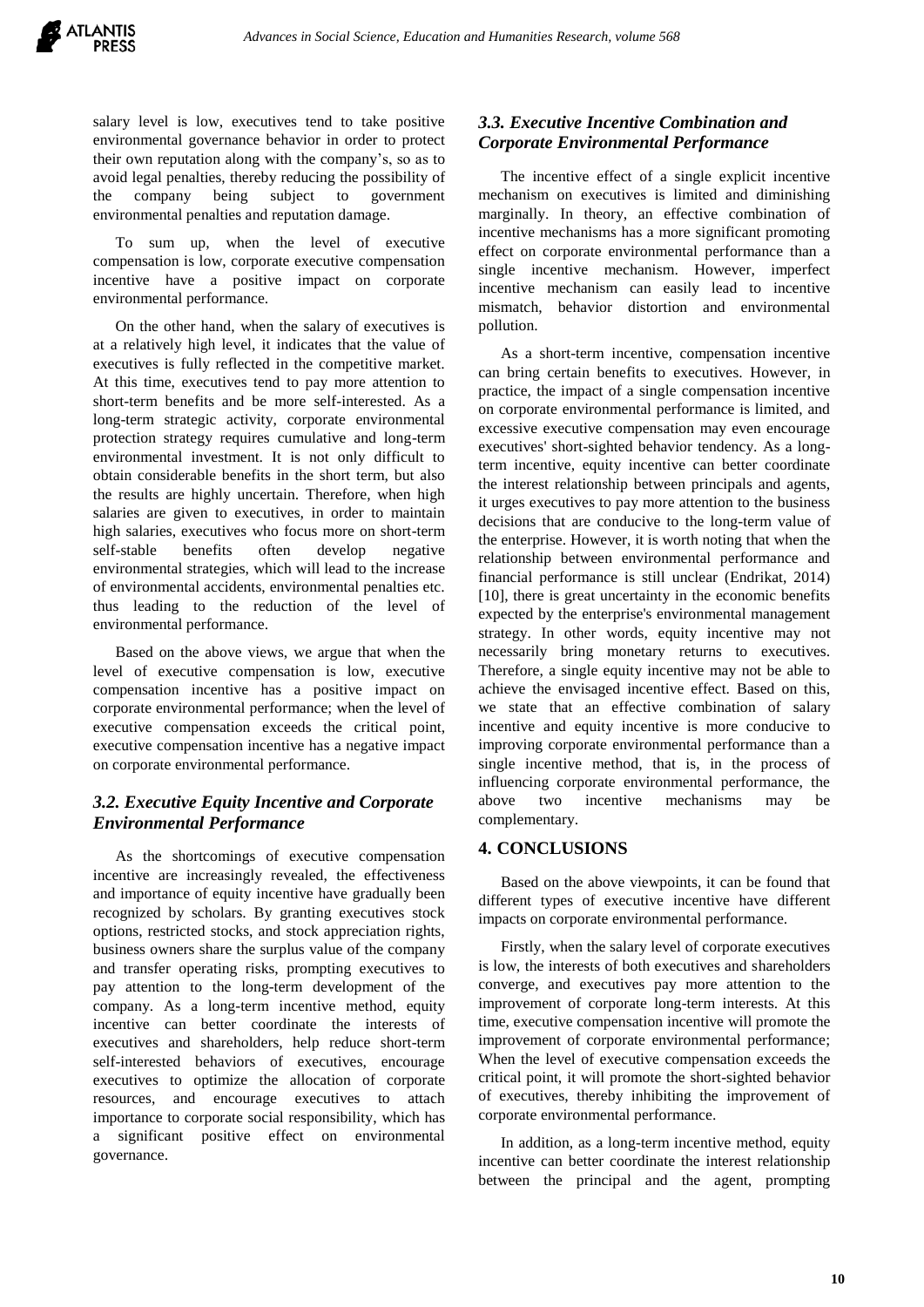salary level is low, executives tend to take positive environmental governance behavior in order to protect their own reputation along with the company's, so as to avoid legal penalties, thereby reducing the possibility of the company being subject to government environmental penalties and reputation damage.

To sum up, when the level of executive compensation is low, corporate executive compensation incentive have a positive impact on corporate environmental performance.

On the other hand, when the salary of executives is at a relatively high level, it indicates that the value of executives is fully reflected in the competitive market. At this time, executives tend to pay more attention to short-term benefits and be more self-interested. As a long-term strategic activity, corporate environmental protection strategy requires cumulative and long-term environmental investment. It is not only difficult to obtain considerable benefits in the short term, but also the results are highly uncertain. Therefore, when high salaries are given to executives, in order to maintain high salaries, executives who focus more on short-term self-stable benefits often develop negative environmental strategies, which will lead to the increase of environmental accidents, environmental penalties etc. thus leading to the reduction of the level of environmental performance.

Based on the above views, we argue that when the level of executive compensation is low, executive compensation incentive has a positive impact on corporate environmental performance; when the level of executive compensation exceeds the critical point, executive compensation incentive has a negative impact on corporate environmental performance.

### *3.2. Executive Equity Incentive and Corporate Environmental Performance*

As the shortcomings of executive compensation incentive are increasingly revealed, the effectiveness and importance of equity incentive have gradually been recognized by scholars. By granting executives stock options, restricted stocks, and stock appreciation rights, business owners share the surplus value of the company and transfer operating risks, prompting executives to pay attention to the long-term development of the company. As a long-term incentive method, equity incentive can better coordinate the interests of executives and shareholders, help reduce short-term self-interested behaviors of executives, encourage executives to optimize the allocation of corporate resources, and encourage executives to attach importance to corporate social responsibility, which has a significant positive effect on environmental governance.

### *3.3. Executive Incentive Combination and Corporate Environmental Performance*

The incentive effect of a single explicit incentive mechanism on executives is limited and diminishing marginally. In theory, an effective combination of incentive mechanisms has a more significant promoting effect on corporate environmental performance than a single incentive mechanism. However, imperfect incentive mechanism can easily lead to incentive mismatch, behavior distortion and environmental pollution.

As a short-term incentive, compensation incentive can bring certain benefits to executives. However, in practice, the impact of a single compensation incentive on corporate environmental performance is limited, and excessive executive compensation may even encourage executives' short-sighted behavior tendency. As a long-term incentive, equity incentive can better coordinate the interest relationship between principals and agents, it urges executives to pay more attention to the business decisions that are conducive to the long-term value of the enterprise. However, it is worth noting that when the relationship between environmental performance and financial performance is still unclear (Endrikat, 2014) [10], there is great uncertainty in the economic benefits expected by the enterprise's environmental management strategy. In other words, equity incentive may not necessarily bring monetary returns to executives. Therefore, a single equity incentive may not be able to achieve the envisaged incentive effect. Based on this, we state that an effective combination of salary incentive and equity incentive is more conducive to improving corporate environmental performance than a single incentive method, that is, in the process of influencing corporate environmental performance, the above two incentive mechanisms may be complementary.

## 4. CONCLUSIONS

Based on the above viewpoints, it can be found that different types of executive incentive have different impacts on corporate environmental performance.

Firstly, when the salary level of corporate executives is low, the interests of both executives and shareholders converge, and executives pay more attention to the improvement of corporate long-term interests. At this time, executive compensation incentive will promote the improvement of corporate environmental performance; When the level of executive compensation exceeds the critical point, it will promote the short-sighted behavior of executives, thereby inhibiting the improvement of corporate environmental performance.

In addition, as a long-term incentive method, equity incentive can better coordinate the interest relationship between the principal and the agent, prompting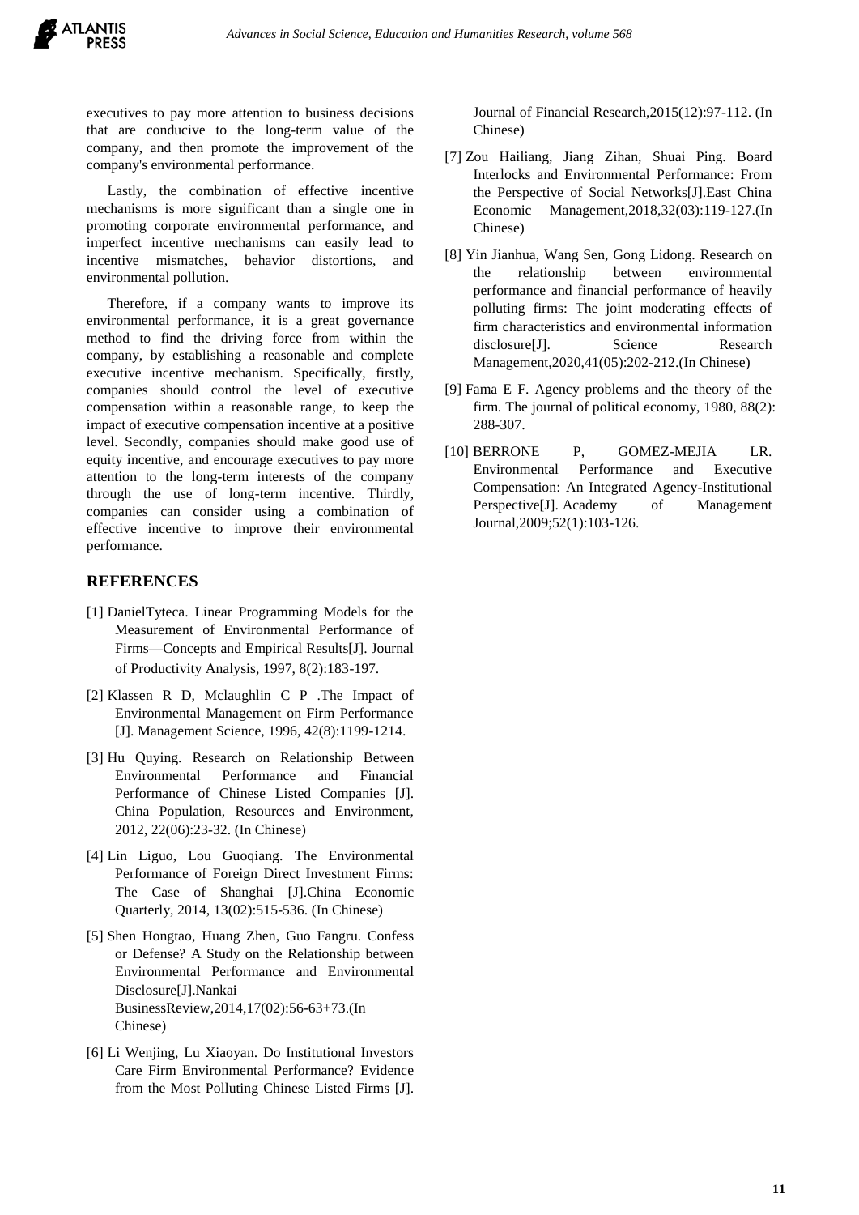executives to pay more attention to business decisions that are conducive to the long-term value of the company, and then promote the improvement of the company's environmental performance.

Lastly, the combination of effective incentive mechanisms is more significant than a single one in promoting corporate environmental performance, and imperfect incentive mechanisms can easily lead to incentive mismatches, behavior distortions, and environmental pollution.

Therefore, if a company wants to improve its environmental performance, it is a great governance method to find the driving force from within the company, by establishing a reasonable and complete executive incentive mechanism. Specifically, firstly, companies should control the level of executive compensation within a reasonable range, to keep the impact of executive compensation incentive at a positive level. Secondly, companies should make good use of equity incentive, and encourage executives to pay more attention to the long-term interests of the company through the use of long-term incentive. Thirdly, companies can consider using a combination of effective incentive to improve their environmental performance.

## REFERENCES

[1] DanielTyteca. Linear Programming Models for the Measurement of Environmental Performance of Firms—Concepts and Empirical Results[J]. Journal of Productivity Analysis, 1997, 8(2):183-197.

[2] Klassen R D, Mclaughlin C P .The Impact of Environmental Management on Firm Performance [J]. Management Science, 1996, 42(8):1199-1214.

[3] Hu Quying. Research on Relationship Between Environmental Performance and Financial Performance of Chinese Listed Companies [J]. China Population, Resources and Environment, 2012, 22(06):23-32. (In Chinese)

[4] Lin Liguo, Lou Guoqiang. The Environmental Performance of Foreign Direct Investment Firms: The Case of Shanghai [J].China Economic Quarterly, 2014, 13(02):515-536. (In Chinese)

[5] Shen Hongtao, Huang Zhen, Guo Fangru. Confess or Defense? A Study on the Relationship between Environmental Performance and Environmental Disclosure[J].Nankai BusinessReview,2014,17(02):56-63+73.(In Chinese)

[6] Li Wenjing, Lu Xiaoyan. Do Institutional Investors Care Firm Environmental Performance? Evidence from the Most Polluting Chinese Listed Firms [J]. Journal of Financial Research,2015(12):97-112. (In Chinese)

[7] Zou Hailiang, Jiang Zihan, Shuai Ping. Board Interlocks and Environmental Performance: From the Perspective of Social Networks[J].East China Economic Management,2018,32(03):119-127.(In Chinese)

[8] Yin Jianhua, Wang Sen, Gong Lidong. Research on the relationship between environmental performance and financial performance of heavily polluting firms: The joint moderating effects of firm characteristics and environmental information disclosure[J]. Science Research Management,2020,41(05):202-212.(In Chinese)

[9] Fama E F. Agency problems and the theory of the firm. The journal of political economy, 1980, 88(2): 288-307.

[10] BERRONE P, GOMEZ-MEJIA LR. Environmental Performance and Executive Compensation: An Integrated Agency-Institutional Perspective[J]. Academy of Management Journal,2009;52(1):103-126.